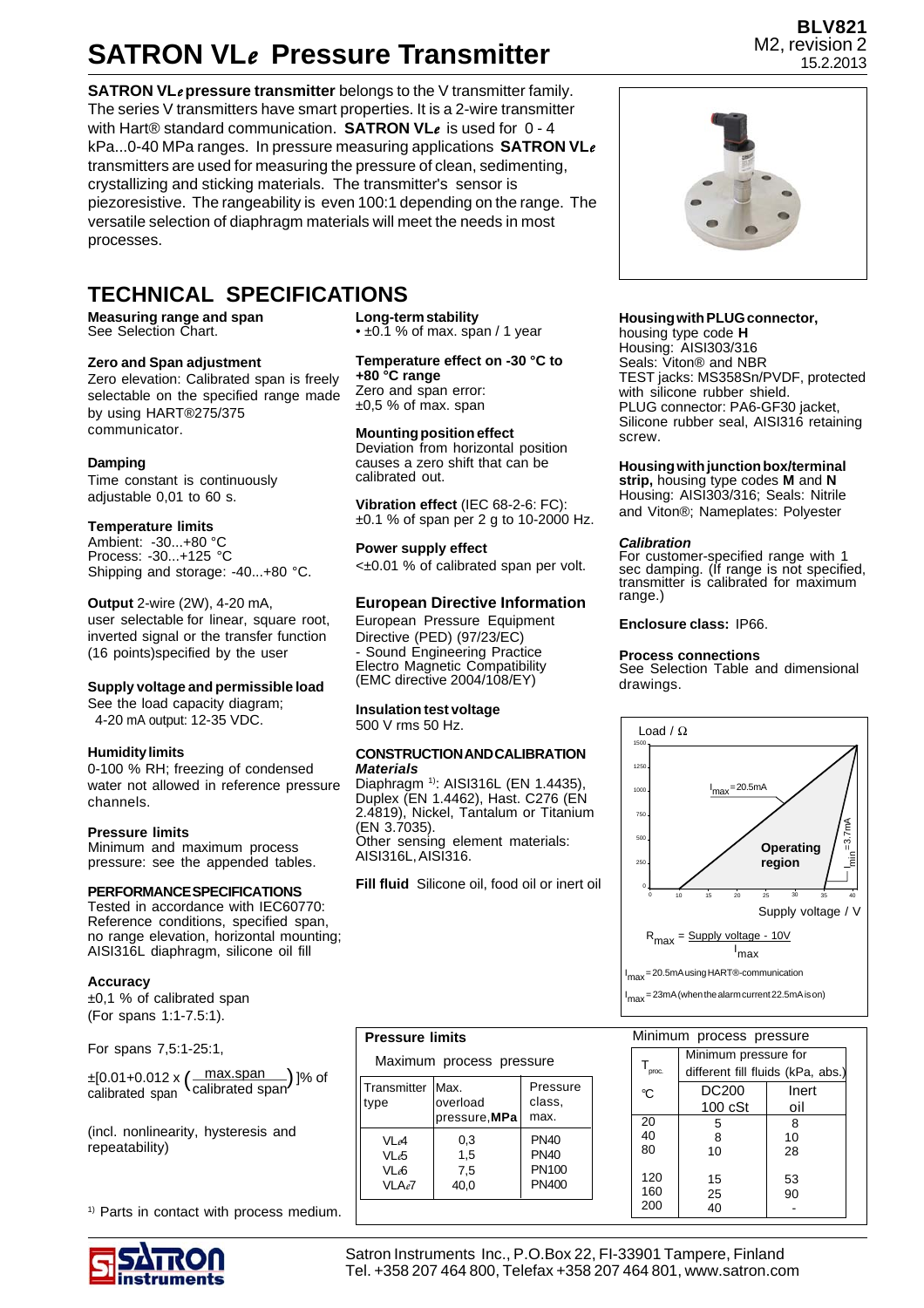# SATRON VL*e* Pressure Transmitter

BLV821
M2, revision 2
15.2.2013

**SATRON VL*e* pressure transmitter** belongs to the V transmitter family. The series V transmitters have smart properties. It is a 2-wire transmitter with Hart® standard communication. **SATRON VL*e*** is used for 0 - 4 kPa...0-40 MPa ranges. In pressure measuring applications **SATRON VL*e*** transmitters are used for measuring the pressure of clean, sedimenting, crystallizing and sticking materials. The transmitter's sensor is piezoresistive. The rangeability is even 100:1 depending on the range. The versatile selection of diaphragm materials will meet the needs in most processes.

## TECHNICAL SPECIFICATIONS

**Measuring range and span**
See Selection Chart.

**Zero and Span adjustment**
Zero elevation: Calibrated span is freely selectable on the specified range made by using HART®275/375 communicator.

**Damping**
Time constant is continuously adjustable 0,01 to 60 s.

**Temperature limits**
Ambient: -30...+80 °C
Process: -30...+125 °C
Shipping and storage: -40...+80 °C.

**Output** 2-wire (2W), 4-20 mA, user selectable for linear, square root, inverted signal or the transfer function (16 points)specified by the user

**Supply voltage and permissible load**
See the load capacity diagram;
4-20 mA output: 12-35 VDC.

**Humidity limits**
0-100 % RH; freezing of condensed water not allowed in reference pressure channels.

**Pressure limits**
Minimum and maximum process pressure: see the appended tables.

**PERFORMANCE SPECIFICATIONS**
Tested in accordance with IEC60770: Reference conditions, specified span, no range elevation, horizontal mounting; AISI316L diaphragm, silicone oil fill

**Accuracy**
±0,1 % of calibrated span
(For spans 1:1-7.5:1).

For spans 7,5:1-25:1,

$\pm[0.01+0.012 \times \left(\frac{\text{max.span}}{\text{calibrated span}}\right)]$% of calibrated span

(incl. nonlinearity, hysteresis and repeatability)

[1] Parts in contact with process medium.

**Long-term stability**
• ±0.1 % of max. span / 1 year

**Temperature effect on -30 °C to +80 °C range**
Zero and span error:
±0,5 % of max. span

**Mounting position effect**
Deviation from horizontal position causes a zero shift that can be calibrated out.

**Vibration effect** (IEC 68-2-6: FC):
±0.1 % of span per 2 g to 10-2000 Hz.

**Power supply effect**
<±0.01 % of calibrated span per volt.

### European Directive Information

European Pressure Equipment Directive (PED) (97/23/EC)
- Sound Engineering Practice
Electro Magnetic Compatibility (EMC directive 2004/108/EY)

**Insulation test voltage**
500 V rms 50 Hz.

**CONSTRUCTION AND CALIBRATION**
***Materials***
Diaphragm [1]: AISI316L (EN 1.4435), Duplex (EN 1.4462), Hast. C276 (EN 2.4819), Nickel, Tantalum or Titanium (EN 3.7035).
Other sensing element materials: AISI316L, AISI316.

**Fill fluid** Silicone oil, food oil or inert oil

**Housing with PLUG connector,** housing type code **H**
Housing: AISI303/316
Seals: Viton® and NBR
TEST jacks: MS358Sn/PVDF, protected with silicone rubber shield.
PLUG connector: PA6-GF30 jacket, Silicone rubber seal, AISI316 retaining screw.

**Housing with junction box/terminal strip,** housing type codes **M** and **N**
Housing: AISI303/316; Seals: Nitrile and Viton®; Nameplates: Polyester

***Calibration***
For customer-specified range with 1 sec damping. (If range is not specified, transmitter is calibrated for maximum range.)

**Enclosure class:** IP66.

**Process connections**
See Selection Table and dimensional drawings.

Load / Ω — Supply voltage / V ($I_{max}$=20.5mA; $I_{min}$=3.7mA; Operating region)

$$R_{max} = \frac{\text{Supply voltage - 10V}}{I_{max}}$$

$I_{max}$=20.5mA using HART®-communication
$I_{max}$=23mA (when the alarm current 22.5mA is on)

**Pressure limits**

Maximum process pressure

| Transmitter type | Max. overload pressure, **MPa** | Pressure class, max. |
|---|---|---|
| VL*e*4 | 0,3 | PN40 |
| VL*e*5 | 1,5 | PN40 |
| VL*e*6 | 7,5 | PN100 |
| VLA*e*7 | 40,0 | PN400 |

Minimum process pressure

| $T_{proc.}$ °C | Minimum pressure for different fill fluids (kPa, abs.) DC200 100 cSt | Inert oil |
|---|---|---|
| 20 | 5 | 8 |
| 40 | 8 | 10 |
| 80 | 10 | 28 |
| 120 | 15 | 53 |
| 160 | 25 | 90 |
| 200 | 40 | - |

Satron Instruments Inc., P.O.Box 22, FI-33901 Tampere, Finland
Tel. +358 207 464 800, Telefax +358 207 464 801, www.satron.com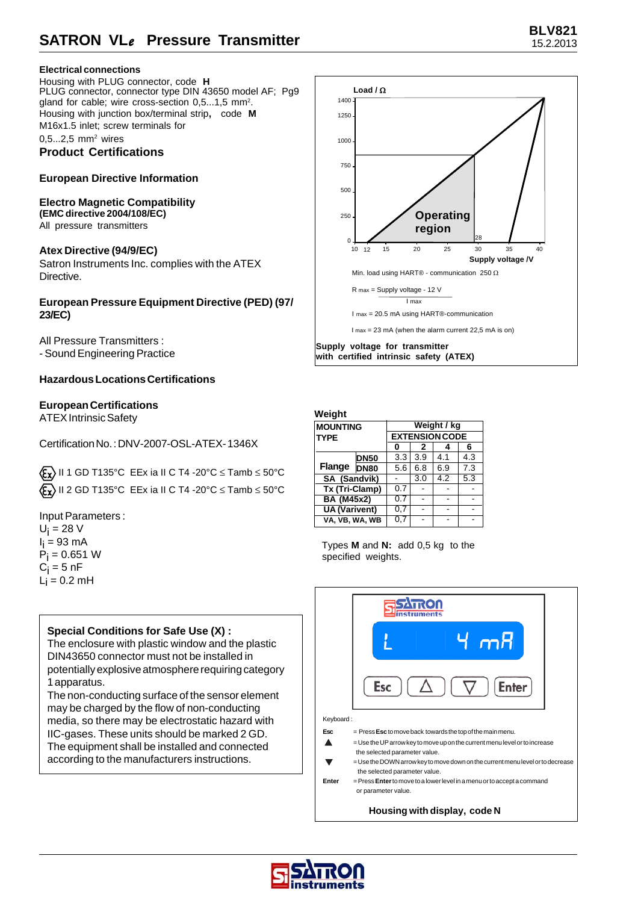## Electrical connections

Housing with PLUG connector, code **H**
PLUG connector, connector type DIN 43650 model AF; Pg9 gland for cable; wire cross-section 0,5...1,5 mm².
Housing with junction box/terminal strip, code **M**
M16x1.5 inlet; screw terminals for 0,5...2,5 mm² wires

## Product Certifications

### European Directive Information

### Electro Magnetic Compatibility

**(EMC directive 2004/108/EC)**
All pressure transmitters

### Atex Directive (94/9/EC)

Satron Instruments Inc. complies with the ATEX Directive.

### European Pressure Equipment Directive (PED) (97/23/EC)

All Pressure Transmitters :
- Sound Engineering Practice

### Hazardous Locations Certifications

### European Certifications

ATEX Intrinsic Safety

Certification No. : DNV-2007-OSL-ATEX- 1346X

Ex II 1 GD T135°C EEx ia II C T4 -20°C ≤ Tamb ≤ 50°C
Ex II 2 GD T135°C EEx ia II C T4 -20°C ≤ Tamb ≤ 50°C

Input Parameters :
$U_i$ = 28 V
$I_i$ = 93 mA
$P_i$ = 0.651 W
$C_i$ = 5 nF
$L_i$ = 0.2 mH

**Special Conditions for Safe Use (X) :**
The enclosure with plastic window and the plastic DIN43650 connector must not be installed in potentially explosive atmosphere requiring category 1 apparatus.
The non-conducting surface of the sensor element may be charged by the flow of non-conducting media, so there may be electrostatic hazard with IIC-gases. These units should be marked 2 GD.
The equipment shall be installed and connected according to the manufacturers instructions.

Load / Ω

Operating region

Supply voltage /V

Min. load using HART® - communication 250 Ω

$$R_{max} = \frac{\text{Supply voltage} - 12\text{ V}}{I_{max}}$$

$I_{max}$ = 20.5 mA using HART®-communication

$I_{max}$ = 23 mA (when the alarm current 22,5 mA is on)

**Supply voltage for transmitter with certified intrinsic safety (ATEX)**

### Weight

| MOUNTING TYPE | | Weight / kg | | | |
|---|---|---|---|---|---|
| | | EXTENSION CODE | | | |
| | | 0 | 2 | 4 | 6 |
| Flange | DN50 | 3.3 | 3.9 | 4.1 | 4.3 |
| | DN80 | 5.6 | 6.8 | 6.9 | 7.3 |
| SA (Sandvik) | | - | 3.0 | 4.2 | 5.3 |
| Tx (Tri-Clamp) | | 0.7 | - | - | - |
| BA (M45x2) | | 0.7 | - | - | - |
| UA (Varivent) | | 0,7 | - | - | - |
| VA, VB, WA, WB | | 0,7 | - | - | - |

Types **M** and **N:** add 0,5 kg to the specified weights.

Keyboard :

**Esc** = Press **Esc** to move back towards the top of the main menu.
▲ = Use the UP arrow key to move up on the current menu level or to increase the selected parameter value.
▼ = Use the DOWN arrow key to move down on the current menu level or to decrease the selected parameter value.
**Enter** = Press **Enter** to move to a lower level in a menu or to accept a command or parameter value.

**Housing with display, code N**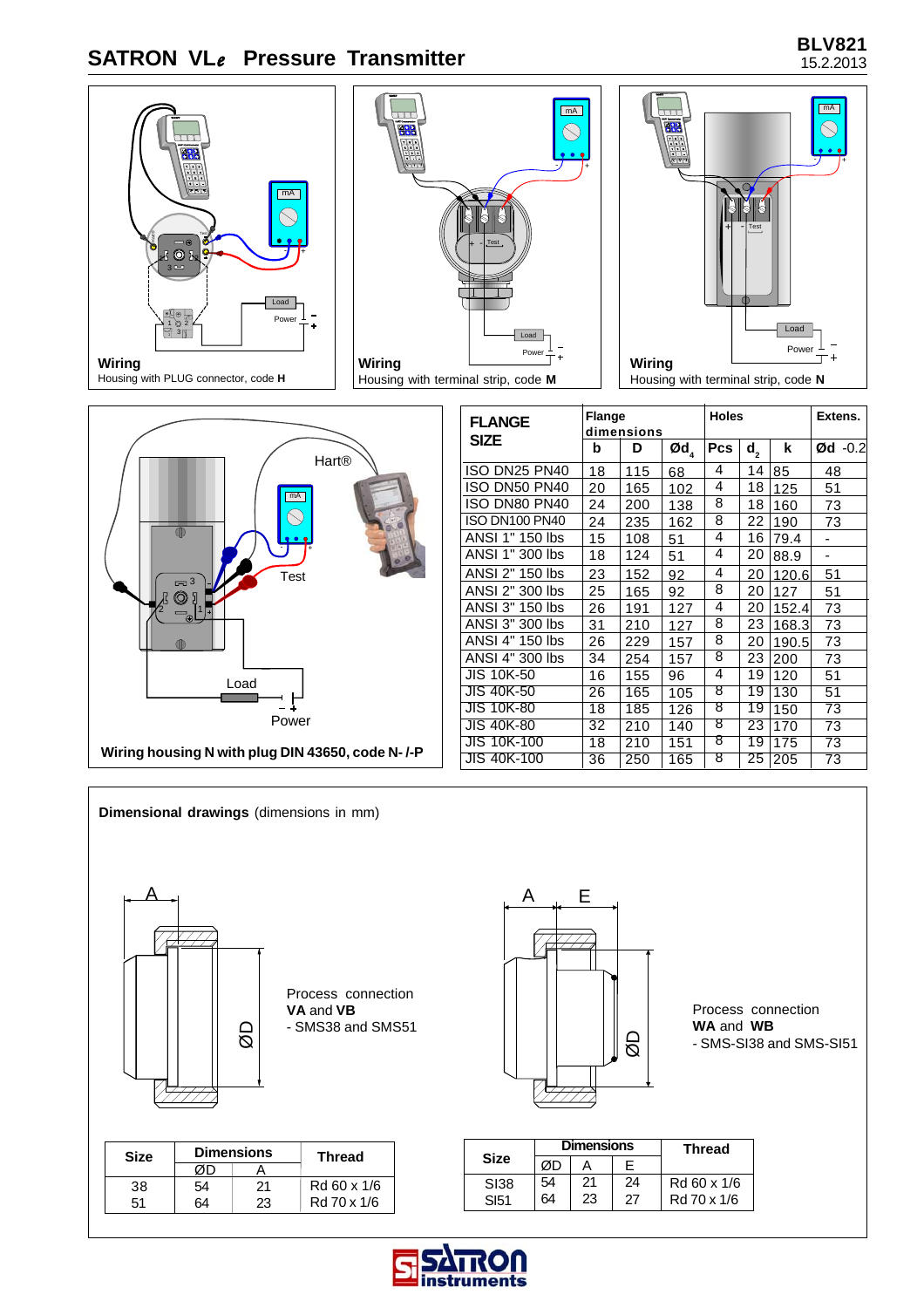## Wiring

Housing with PLUG connector, code **H**

## Wiring

Housing with terminal strip, code **M**

## Wiring

Housing with terminal strip, code **N**

**Wiring housing N with plug DIN 43650, code N- /-P**

| FLANGE SIZE | Flange dimensions | | | Holes | | | Extens. |
|---|---|---|---|---|---|---|---|
| | b | D | Ød₄ | Pcs | d₂ | k | Ød -0.2 |
| ISO DN25 PN40 | 18 | 115 | 68 | 4 | 14 | 85 | 48 |
| ISO DN50 PN40 | 20 | 165 | 102 | 4 | 18 | 125 | 51 |
| ISO DN80 PN40 | 24 | 200 | 138 | 8 | 18 | 160 | 73 |
| ISO DN100 PN40 | 24 | 235 | 162 | 8 | 22 | 190 | 73 |
| ANSI 1" 150 lbs | 15 | 108 | 51 | 4 | 16 | 79.4 | - |
| ANSI 1" 300 lbs | 18 | 124 | 51 | 4 | 20 | 88.9 | - |
| ANSI 2" 150 lbs | 23 | 152 | 92 | 4 | 20 | 120.6 | 51 |
| ANSI 2" 300 lbs | 25 | 165 | 92 | 8 | 20 | 127 | 51 |
| ANSI 3" 150 lbs | 26 | 191 | 127 | 4 | 20 | 152.4 | 73 |
| ANSI 3" 300 lbs | 31 | 210 | 127 | 8 | 23 | 168.3 | 73 |
| ANSI 4" 150 lbs | 26 | 229 | 157 | 8 | 20 | 190.5 | 73 |
| ANSI 4" 300 lbs | 34 | 254 | 157 | 8 | 23 | 200 | 73 |
| JIS 10K-50 | 16 | 155 | 96 | 4 | 19 | 120 | 51 |
| JIS 40K-50 | 26 | 165 | 105 | 8 | 19 | 130 | 51 |
| JIS 10K-80 | 18 | 185 | 126 | 8 | 19 | 150 | 73 |
| JIS 40K-80 | 32 | 210 | 140 | 8 | 23 | 170 | 73 |
| JIS 10K-100 | 18 | 210 | 151 | 8 | 19 | 175 | 73 |
| JIS 40K-100 | 36 | 250 | 165 | 8 | 25 | 205 | 73 |

**Dimensional drawings** (dimensions in mm)

Process connection
**VA** and **VB**
- SMS38 and SMS51

| Size | Dimensions | | Thread |
|---|---|---|---|
| | ØD | A | |
| 38 | 54 | 21 | Rd 60 x 1/6 |
| 51 | 64 | 23 | Rd 70 x 1/6 |

Process connection
**WA** and **WB**
- SMS-SI38 and SMS-SI51

| Size | Dimensions | | | Thread |
|---|---|---|---|---|
| | ØD | A | E | |
| SI38 | 54 | 21 | 24 | Rd 60 x 1/6 |
| SI51 | 64 | 23 | 27 | Rd 70 x 1/6 |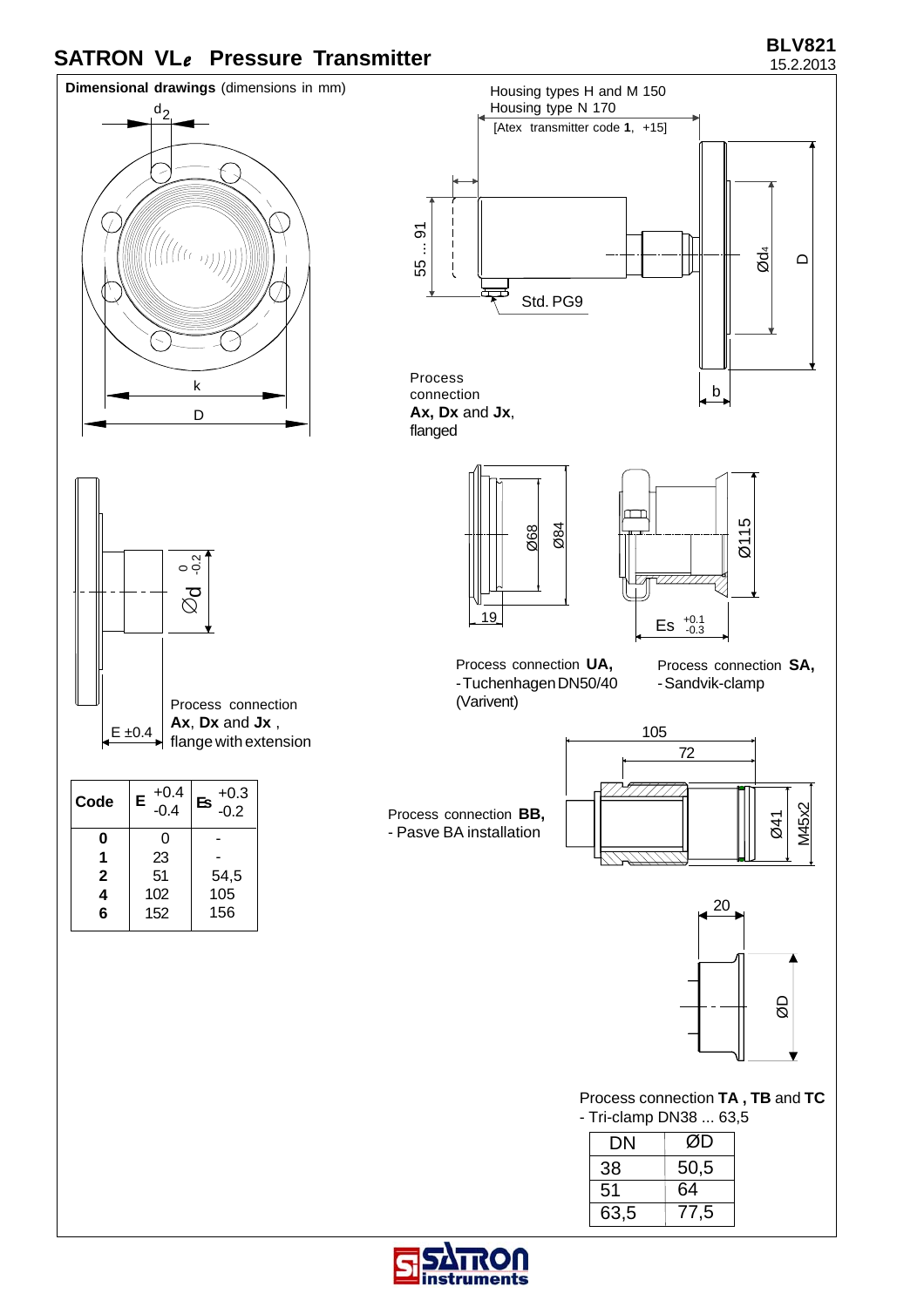# SATRON VL*e* Pressure Transmitter

BLV821
15.2.2013

**Dimensional drawings** (dimensions in mm)

d2

k

D

Housing types H and M 150
Housing type N 170
[Atex transmitter code **1**, +15]

55 ... 91

Std. PG9

Ød4

D

b

Process connection **Ax, Dx** and **Jx**, flanged

Ød $^{0}_{-0.2}$

E ±0.4

Process connection **Ax**, **Dx** and **Jx** , flange with extension

| Code | E $^{+0.4}_{-0.4}$ | Es $^{+0.3}_{-0.2}$ |
|---|---|---|
| **0** | 0 | - |
| **1** | 23 | - |
| **2** | 51 | 54,5 |
| **4** | 102 | 105 |
| **6** | 152 | 156 |

Ø68 Ø84

19

Process connection **UA,**
- Tuchenhagen DN50/40 (Varivent)

Ø115

Es $^{+0.1}_{-0.3}$

Process connection **SA,**
- Sandvik-clamp

105

72

Ø41 M45x2

Process connection **BB,**
- Pasve BA installation

20

ØD

Process connection **TA , TB** and **TC**
- Tri-clamp DN38 ... 63,5

| DN | ØD |
|---|---|
| 38 | 50,5 |
| 51 | 64 |
| 63,5 | 77,5 |

SATRON instruments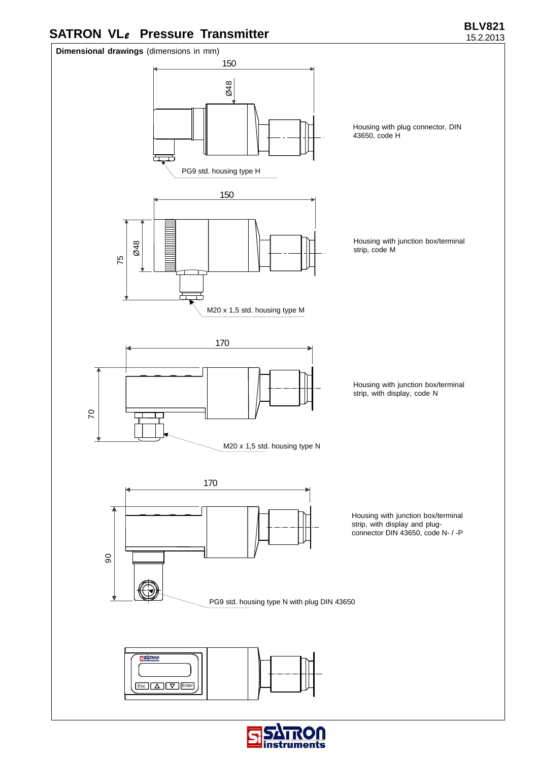**Dimensional drawings** (dimensions in mm)

150

Ø48

Housing with plug connector, DIN 43650, code H

PG9 std. housing type H

150

75

Ø48

Housing with junction box/terminal strip, code M

M20 x 1,5 std. housing type M

170

70

Housing with junction box/terminal strip, with display, code N

M20 x 1,5 std. housing type N

170

90

Housing with junction box/terminal strip, with display and plug-connector DIN 43650, code N- / -P

PG9 std. housing type N with plug DIN 43650

Esc Enter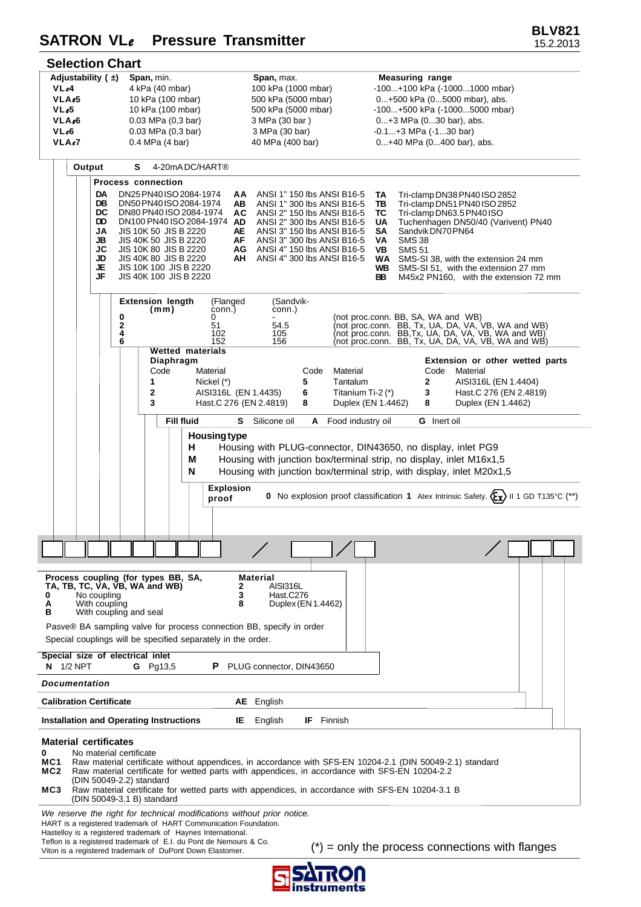# SATRON VLe Pressure Transmitter

BLV821
15.2.2013

## Selection Chart

| Adjustability (±) | Span, min. | Span, max. | Measuring range |
|---|---|---|---|
| VLe4 | 4 kPa (40 mbar) | 100 kPa (1000 mbar) | -100...+100 kPa (-1000...1000 mbar) |
| VLAe5 | 10 kPa (100 mbar) | 500 kPa (5000 mbar) | 0...+500 kPa (0...5000 mbar), abs. |
| VLe5 | 10 kPa (100 mbar) | 500 kPa (5000 mbar) | -100...+500 kPa (-1000...5000 mbar) |
| VLAe6 | 0.03 MPa (0,3 bar) | 3 MPa (30 bar ) | 0...+3 MPa (0...30 bar), abs. |
| VLe6 | 0.03 MPa (0,3 bar) | 3 MPa (30 bar) | -0.1...+3 MPa (-1...30 bar) |
| VLAe7 | 0.4 MPa (4 bar) | 40 MPa (400 bar) | 0...+40 MPa (0...400 bar), abs. |

**Output** **S** 4-20mA DC/HART®

**Process connection**

| | | | | | |
|---|---|---|---|---|---|
| **DA** | DN25 PN40 ISO 2084-1974 | **AA** | ANSI 1" 150 lbs ANSI B16-5 | **TA** | Tri-clamp DN38 PN40 ISO 2852 |
| **DB** | DN50 PN40 ISO 2084-1974 | **AB** | ANSI 1" 300 lbs ANSI B16-5 | **TB** | Tri-clamp DN51 PN40 ISO 2852 |
| **DC** | DN80 PN40 ISO 2084-1974 | **AC** | ANSI 2" 150 lbs ANSI B16-5 | **TC** | Tri-clamp DN63.5 PN40 ISO |
| **DD** | DN100 PN40 ISO 2084-1974 | **AD** | ANSI 2" 300 lbs ANSI B16-5 | **UA** | Tuchenhagen DN50/40 (Varivent) PN40 |
| **JA** | JIS 10K 50 JIS B 2220 | **AE** | ANSI 3" 150 lbs ANSI B16-5 | **SA** | Sandvik DN70 PN64 |
| **JB** | JIS 40K 50 JIS B 2220 | **AF** | ANSI 3" 300 lbs ANSI B16-5 | **VA** | SMS 38 |
| **JC** | JIS 10K 80 JIS B 2220 | **AG** | ANSI 4" 150 lbs ANSI B16-5 | **VB** | SMS 51 |
| **JD** | JIS 40K 80 JIS B 2220 | **AH** | ANSI 4" 300 lbs ANSI B16-5 | **WA** | SMS-SI 38, with the extension 24 mm |
| **JE** | JIS 10K 100 JIS B 2220 | | | **WB** | SMS-SI 51, with the extension 27 mm |
| **JF** | JIS 40K 100 JIS B 2220 | | | **BB** | M45x2 PN160, with the extension 72 mm |

**Extension length (mm)**

| | (Flanged conn.) | (Sandvik-conn.) | |
|---|---|---|---|
| **0** | 0 | - | (not proc.conn. BB, SA, WA and WB) |
| **2** | 51 | 54.5 | (not proc.conn. BB, Tx, UA, DA, VA, VB, WA and WB) |
| **4** | 102 | 105 | (not proc.conn. BB,Tx, UA, DA, VA, VB, WA and WB) |
| **6** | 152 | 156 | (not proc.conn. BB, Tx, UA, DA, VA, VB, WA and WB) |

**Wetted materials**

**Diaphragm**

| Code | Material | Code | Material |
|---|---|---|---|
| **1** | Nickel (*) | **5** | Tantalum |
| **2** | AISI316L (EN 1.4435) | **6** | Titanium Ti-2 (*) |
| **3** | Hast.C 276 (EN 2.4819) | **8** | Duplex (EN 1.4462) |

**Extension or other wetted parts**

| Code | Material |
|---|---|
| **2** | AISI316L (EN 1.4404) |
| **3** | Hast.C 276 (EN 2.4819) |
| **8** | Duplex (EN 1.4462) |

**Fill fluid** **S** Silicone oil **A** Food industry oil **G** Inert oil

**Housing type**

- **H** Housing with PLUG-connector, DIN43650, no display, inlet PG9
- **M** Housing with junction box/terminal strip, no display, inlet M16x1,5
- **N** Housing with junction box/terminal strip, with display, inlet M20x1,5

**Explosion proof** **0** No explosion proof classification **1** Atex Intrinsic Safety, Ex II 1 GD T135°C (**)

**Process coupling (for types BB, SA, TA, TB, TC, VA, VB, WA and WB)**

- **0** No coupling
- **A** With coupling
- **B** With coupling and seal

**Material**

- **2** AISI316L
- **3** Hast.C276
- **8** Duplex (EN 1.4462)

Pasve® BA sampling valve for process connection BB, specify in order

Special couplings will be specified separately in the order.

**Special size of electrical inlet**

**N** 1/2 NPT **G** Pg13,5 **P** PLUG connector, DIN43650

***Documentation***

**Calibration Certificate** **AE** English

**Installation and Operating Instructions** **IE** English **IF** Finnish

**Material certificates**

- **0** No material certificate
- **MC1** Raw material certificate without appendices, in accordance with SFS-EN 10204-2.1 (DIN 50049-2.1) standard
- **MC2** Raw material certificate for wetted parts with appendices, in accordance with SFS-EN 10204-2.2 (DIN 50049-2.2) standard
- **MC3** Raw material certificate for wetted parts with appendices, in accordance with SFS-EN 10204-3.1 B (DIN 50049-3.1 B) standard

*We reserve the right for technical modifications without prior notice.*

HART is a registered trademark of HART Communication Foundation.
Hastelloy is a registered trademark of Haynes International.
Teflon is a registered trademark of E.I. du Pont de Nemours & Co.
Viton is a registered trademark of DuPont Down Elastomer.

(*) = only the process connections with flanges

SATRON instruments